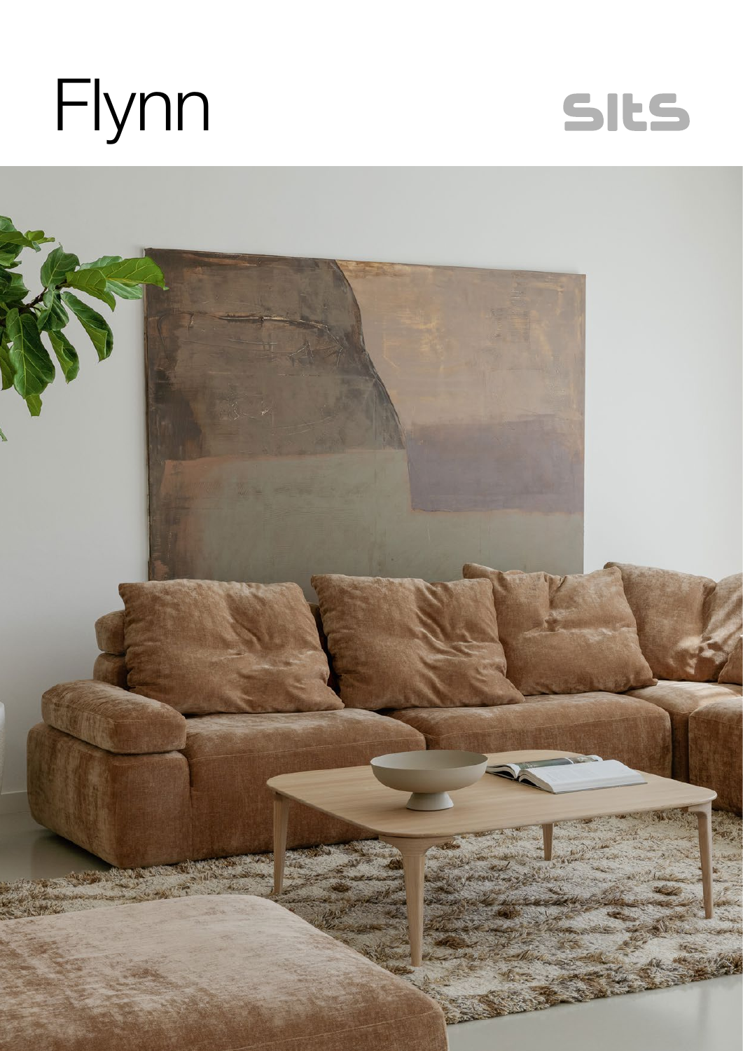# Flynn

SITS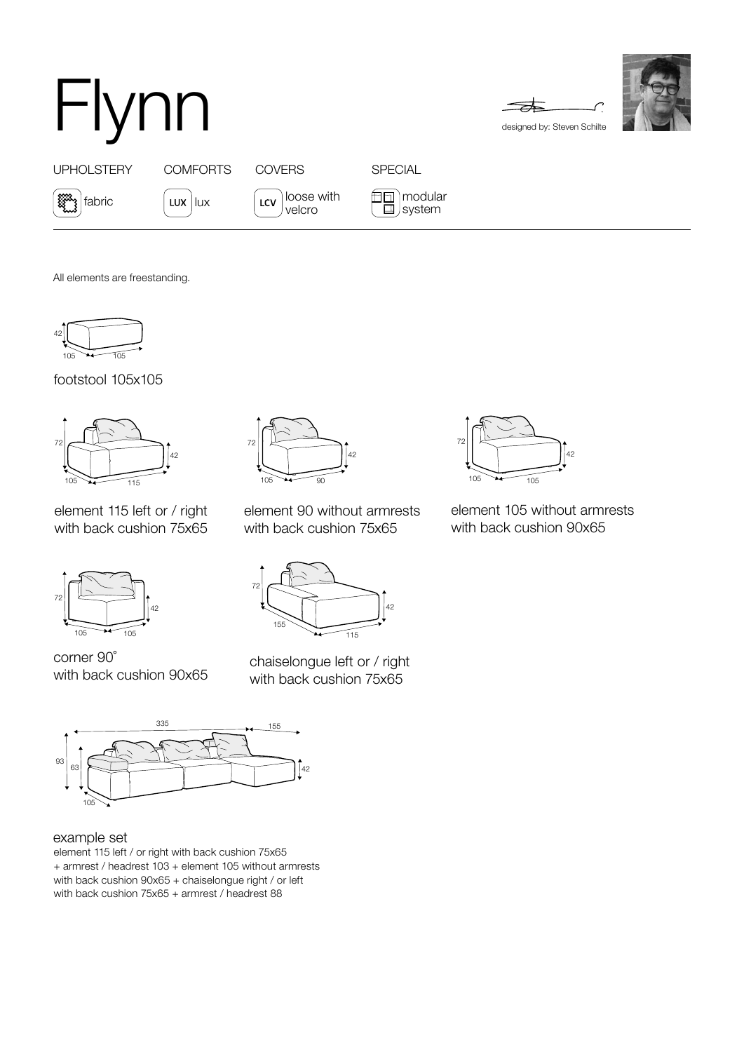# Flynn

designed by: Steven Schilte

| UPHOLSTERY | COMFORTS | COVERS | SPECIAL |
|---|---|---|---|
| fabric | LUX lux | LCV loose with velcro | modular system |

All elements are freestanding.

footstool 105x105

element 115 left or / right
with back cushion 75x65

element 90 without armrests
with back cushion 75x65

element 105 without armrests
with back cushion 90x65

corner 90˚
with back cushion 90x65

chaiselongue left or / right
with back cushion 75x65

example set
element 115 left / or right with back cushion 75x65
+ armrest / headrest 103 + element 105 without armrests
with back cushion 90x65 + chaiselongue right / or left
with back cushion 75x65 + armrest / headrest 88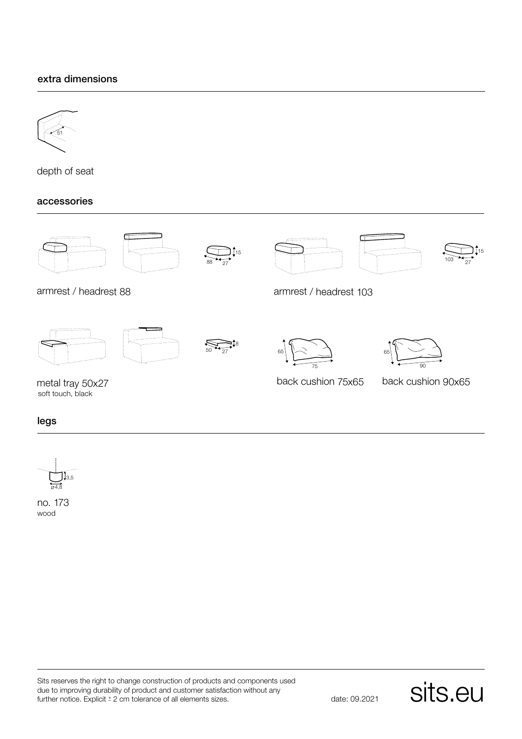## extra dimensions

51

depth of seat

## accessories

15
88 27

armrest / headrest 88

15
103 27

armrest / headrest 103

8
50 27

metal tray 50x27
soft touch, black

65
75

back cushion 75x65

65
90

back cushion 90x65

## legs

3,5
ø4,8

no. 173
wood

Sits reserves the right to change construction of products and components used due to improving durability of product and customer satisfaction without any further notice. Explicit ± 2 cm tolerance of all elements sizes.

date: 09.2021

sits.eu